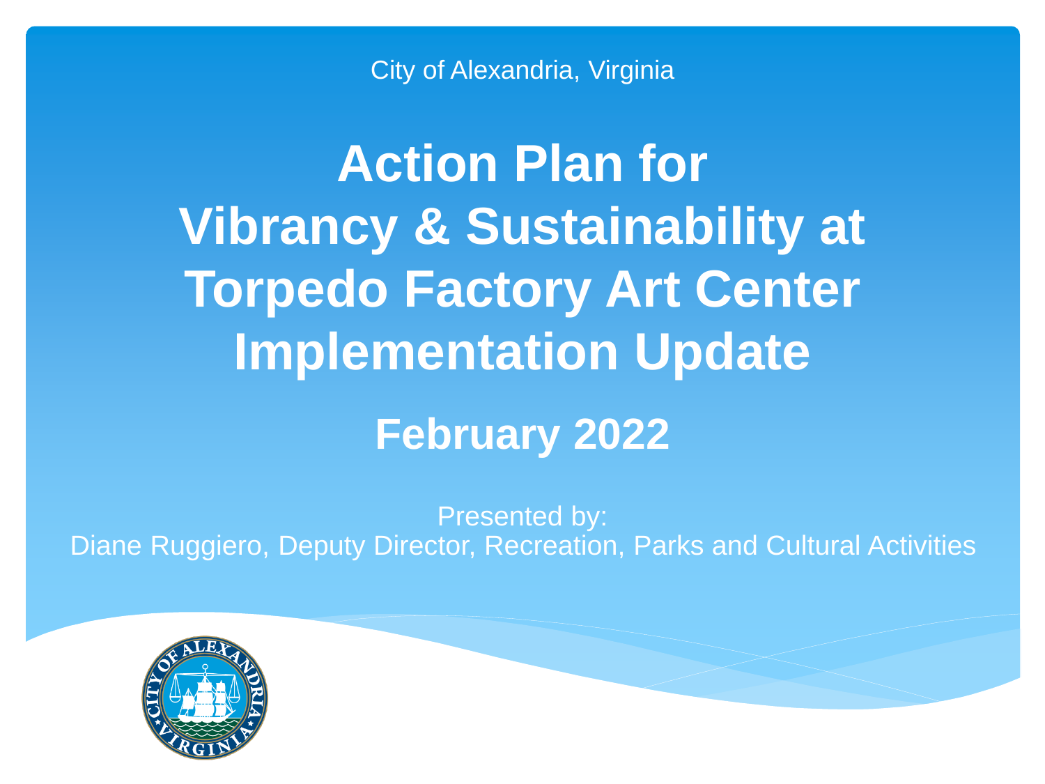City of Alexandria, Virginia

# Action Plan for Vibrancy & Sustainability at Torpedo Factory Art Center Implementation Update

## February 2022

Presented by:
Diane Ruggiero, Deputy Director, Recreation, Parks and Cultural Activities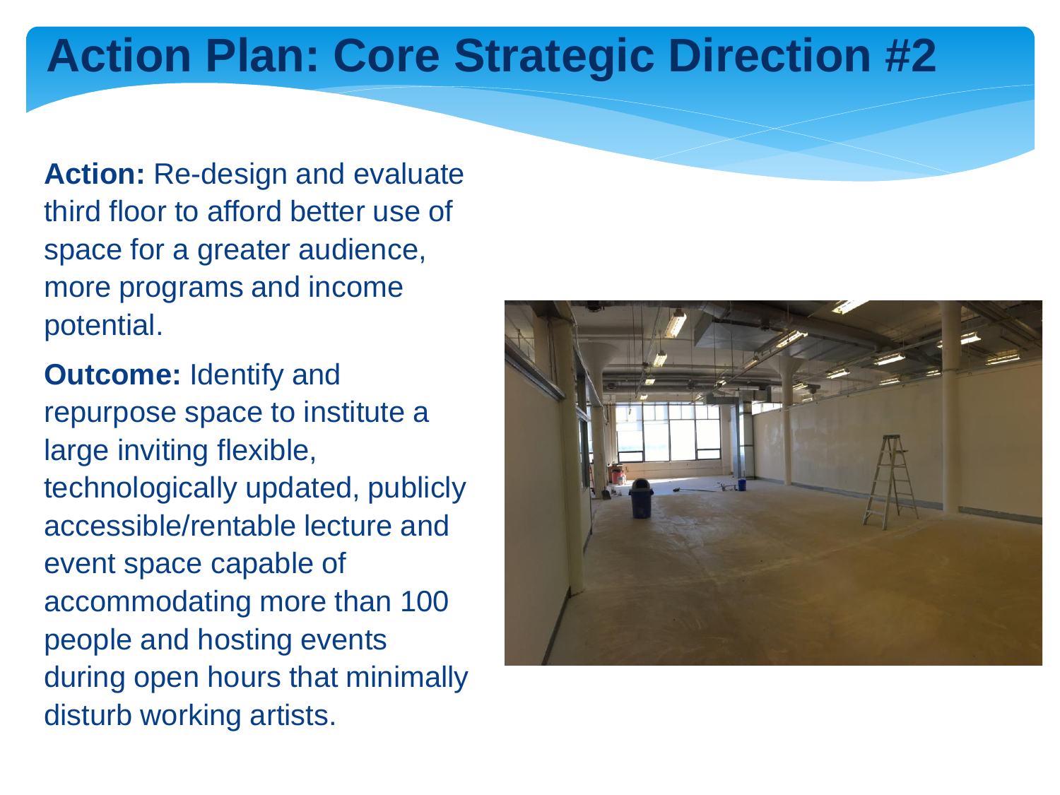# Action Plan: Core Strategic Direction #2

**Action:** Re-design and evaluate third floor to afford better use of space for a greater audience, more programs and income potential.

**Outcome:** Identify and repurpose space to institute a large inviting flexible, technologically updated, publicly accessible/rentable lecture and event space capable of accommodating more than 100 people and hosting events during open hours that minimally disturb working artists.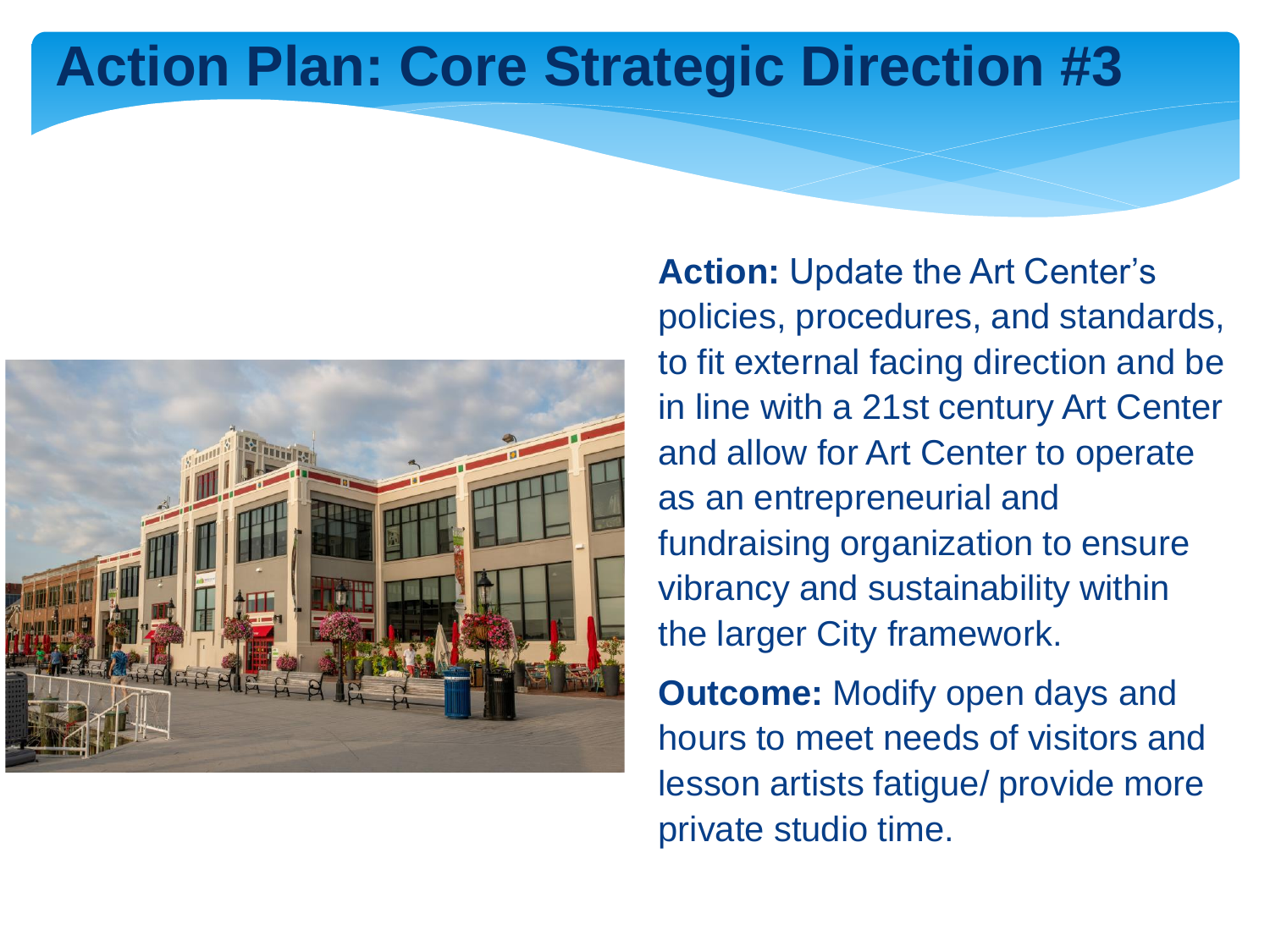# Action Plan: Core Strategic Direction #3

**Action:** Update the Art Center's policies, procedures, and standards, to fit external facing direction and be in line with a 21st century Art Center and allow for Art Center to operate as an entrepreneurial and fundraising organization to ensure vibrancy and sustainability within the larger City framework.

**Outcome:** Modify open days and hours to meet needs of visitors and lesson artists fatigue/ provide more private studio time.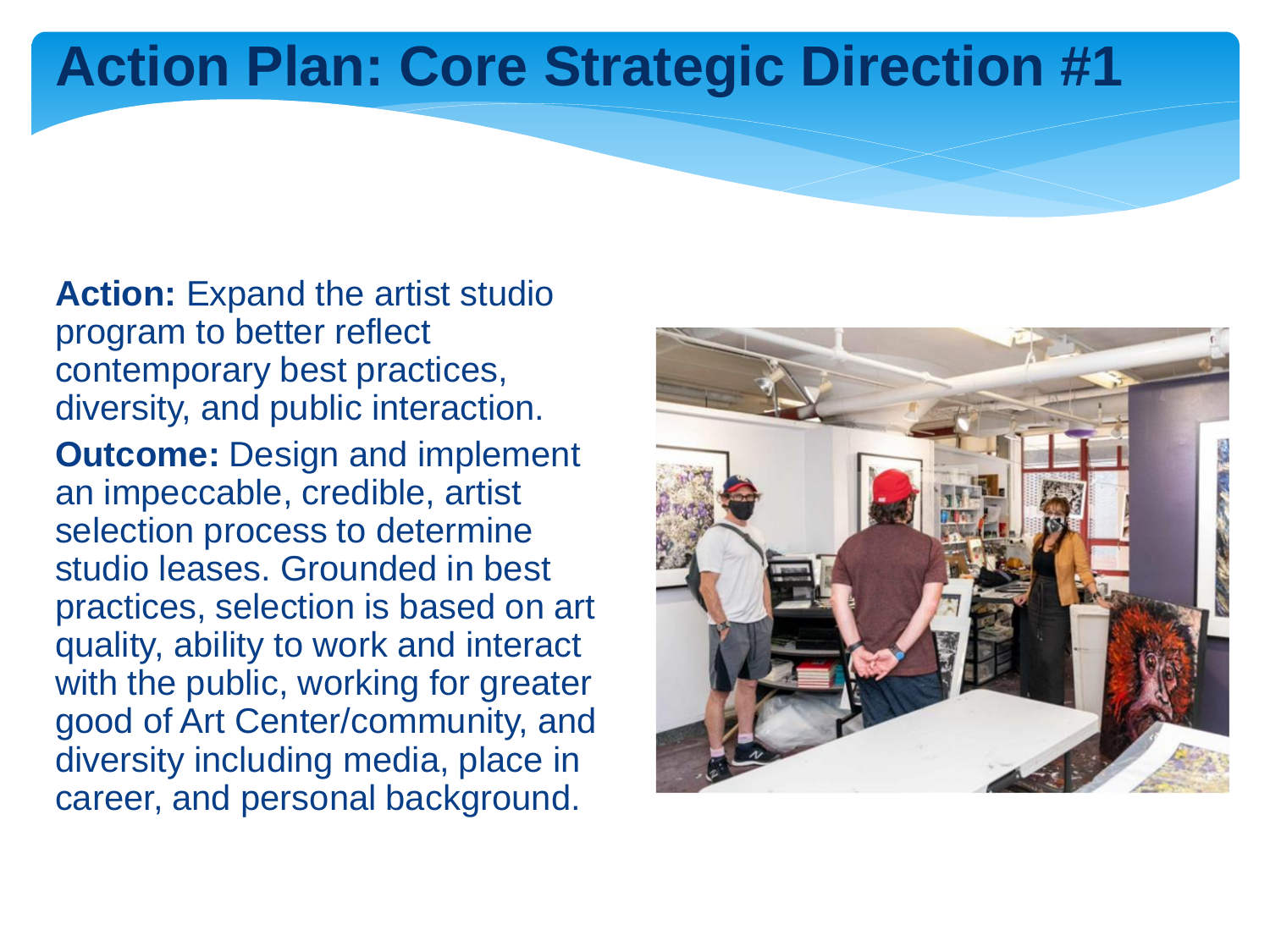# Action Plan: Core Strategic Direction #1

**Action:** Expand the artist studio program to better reflect contemporary best practices, diversity, and public interaction.

**Outcome:** Design and implement an impeccable, credible, artist selection process to determine studio leases. Grounded in best practices, selection is based on art quality, ability to work and interact with the public, working for greater good of Art Center/community, and diversity including media, place in career, and personal background.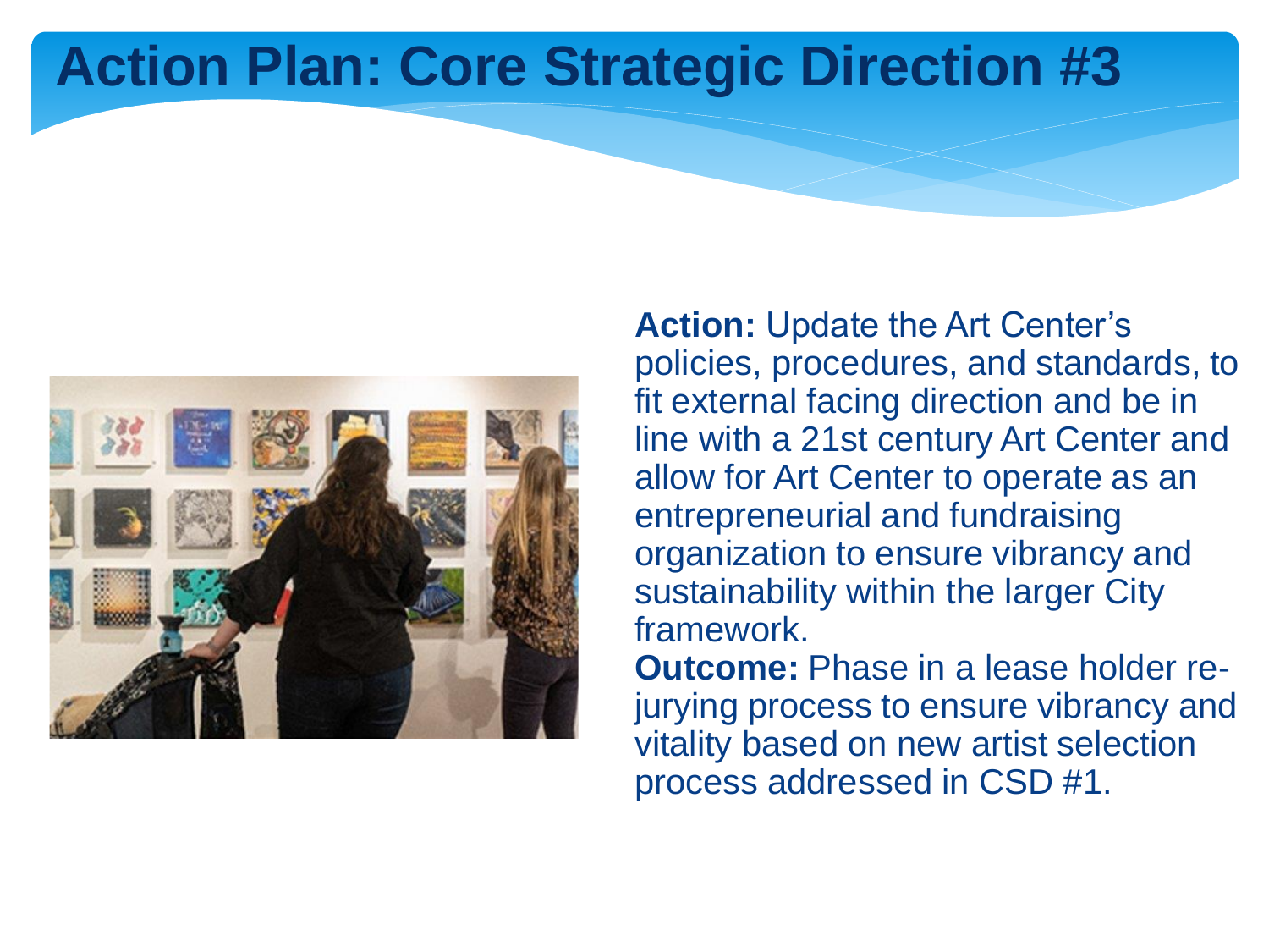# Action Plan: Core Strategic Direction #3

**Action:** Update the Art Center's policies, procedures, and standards, to fit external facing direction and be in line with a 21st century Art Center and allow for Art Center to operate as an entrepreneurial and fundraising organization to ensure vibrancy and sustainability within the larger City framework.

**Outcome:** Phase in a lease holder re-jurying process to ensure vibrancy and vitality based on new artist selection process addressed in CSD #1.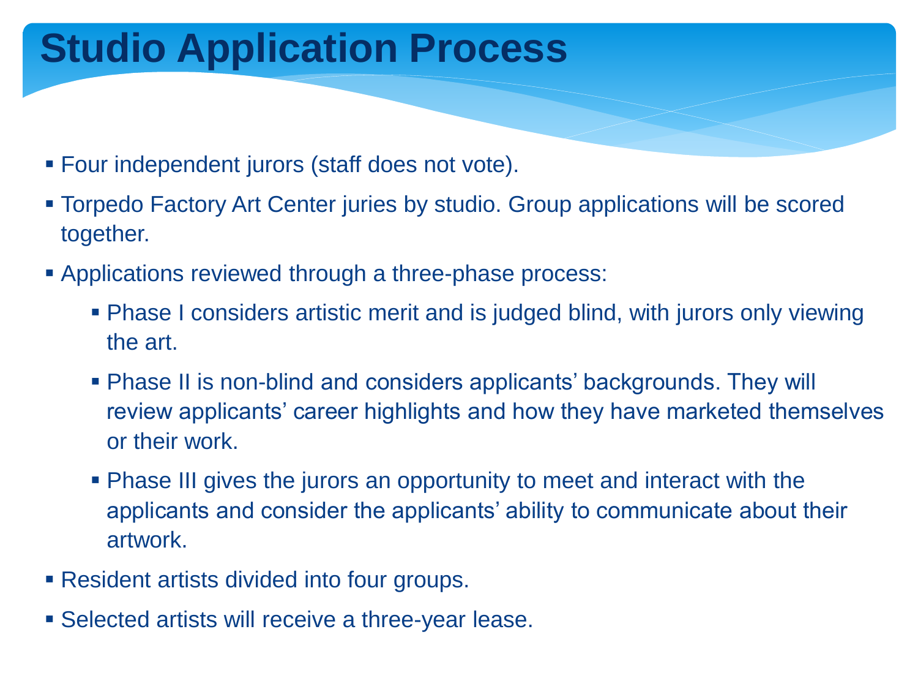# Studio Application Process

- Four independent jurors (staff does not vote).
- Torpedo Factory Art Center juries by studio. Group applications will be scored together.
- Applications reviewed through a three-phase process:
  - Phase I considers artistic merit and is judged blind, with jurors only viewing the art.
  - Phase II is non-blind and considers applicants' backgrounds. They will review applicants' career highlights and how they have marketed themselves or their work.
  - Phase III gives the jurors an opportunity to meet and interact with the applicants and consider the applicants' ability to communicate about their artwork.
- Resident artists divided into four groups.
- Selected artists will receive a three-year lease.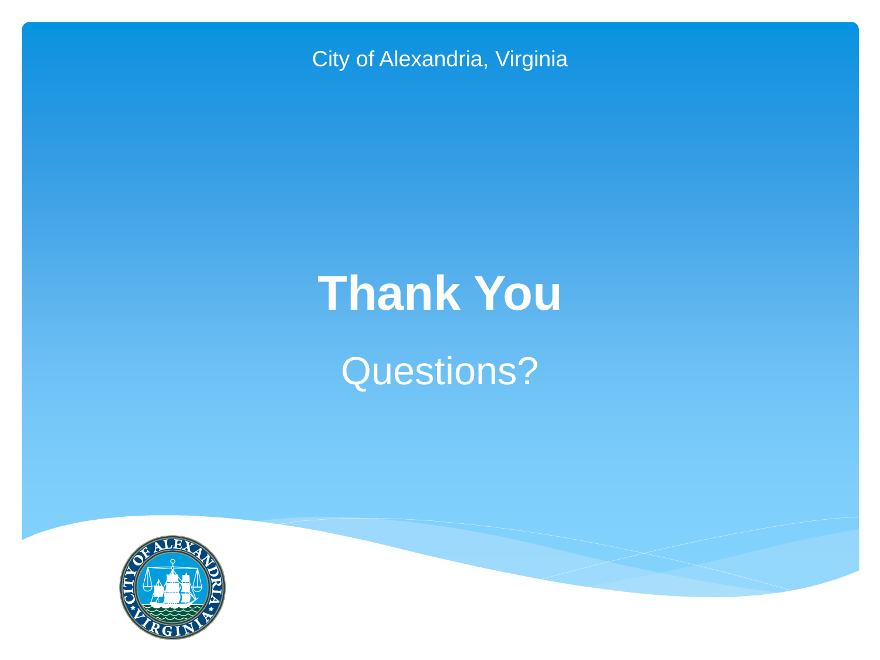City of Alexandria, Virginia

# Thank You

Questions?